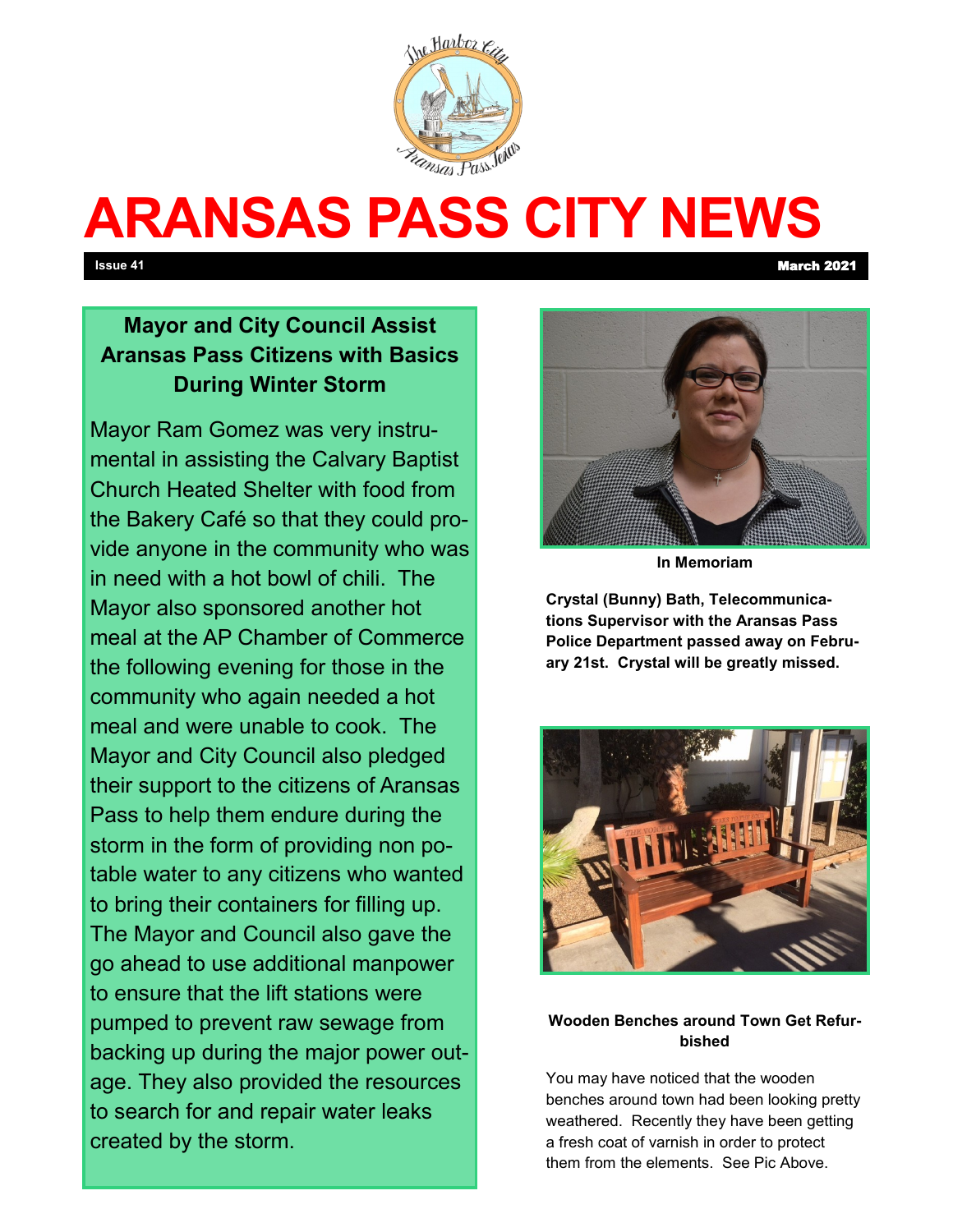# ARANSAS PASS CITY NEWS

Issue 41 March 2021

## Mayor and City Council Assist Aransas Pass Citizens with Basics During Winter Storm

Mayor Ram Gomez was very instrumental in assisting the Calvary Baptist Church Heated Shelter with food from the Bakery Café so that they could provide anyone in the community who was in need with a hot bowl of chili. The Mayor also sponsored another hot meal at the AP Chamber of Commerce the following evening for those in the community who again needed a hot meal and were unable to cook. The Mayor and City Council also pledged their support to the citizens of Aransas Pass to help them endure during the storm in the form of providing non potable water to any citizens who wanted to bring their containers for filling up. The Mayor and Council also gave the go ahead to use additional manpower to ensure that the lift stations were pumped to prevent raw sewage from backing up during the major power outage. They also provided the resources to search for and repair water leaks created by the storm.

**In Memoriam**

**Crystal (Bunny) Bath, Telecommunications Supervisor with the Aransas Pass Police Department passed away on February 21st. Crystal will be greatly missed.**

### Wooden Benches around Town Get Refurbished

You may have noticed that the wooden benches around town had been looking pretty weathered. Recently they have been getting a fresh coat of varnish in order to protect them from the elements. See Pic Above.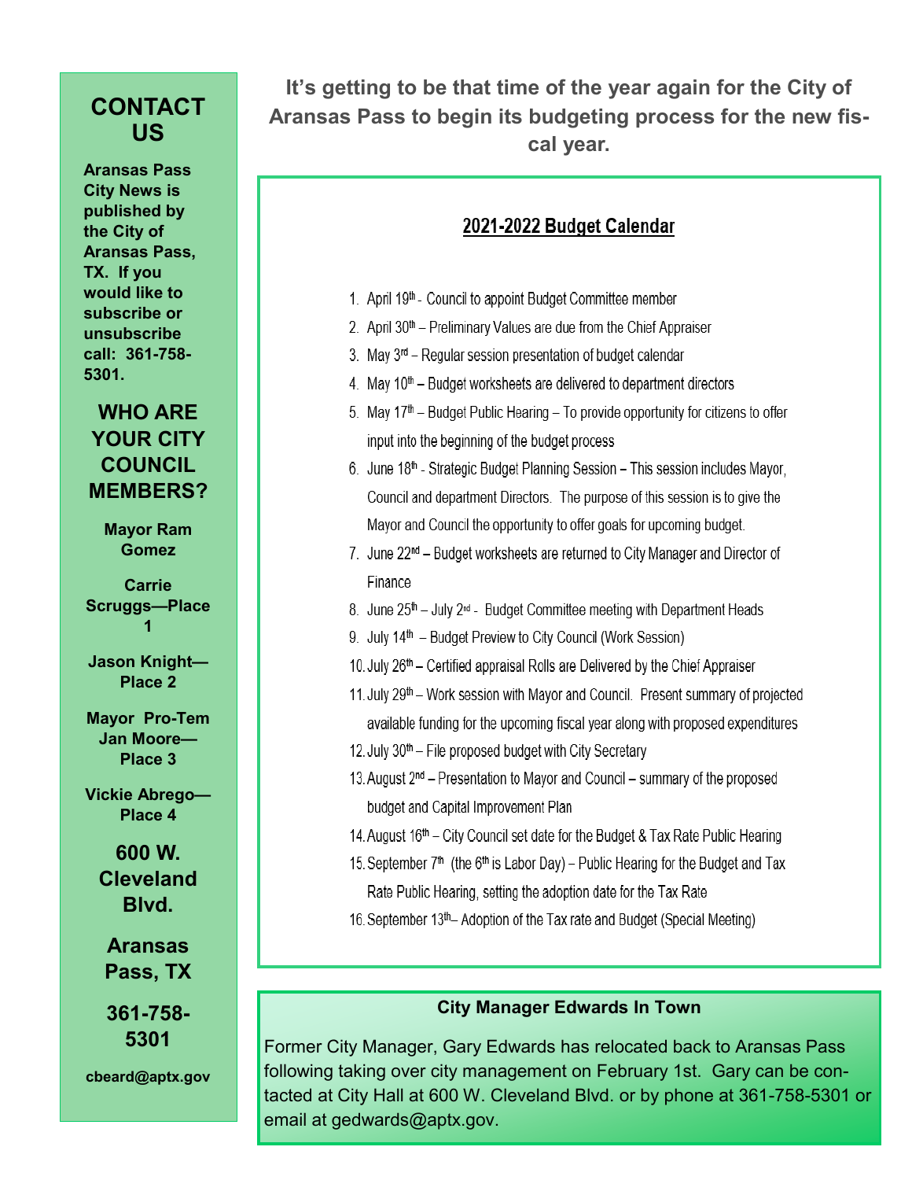It's getting to be that time of the year again for the City of Aransas Pass to begin its budgeting process for the new fiscal year.

## 2021-2022 Budget Calendar

1. April 19th - Council to appoint Budget Committee member
2. April 30th – Preliminary Values are due from the Chief Appraiser
3. May 3rd – Regular session presentation of budget calendar
4. May 10th – Budget worksheets are delivered to department directors
5. May 17th – Budget Public Hearing – To provide opportunity for citizens to offer input into the beginning of the budget process
6. June 18th - Strategic Budget Planning Session – This session includes Mayor, Council and department Directors. The purpose of this session is to give the Mayor and Council the opportunity to offer goals for upcoming budget.
7. June 22nd – Budget worksheets are returned to City Manager and Director of Finance
8. June 25th – July 2nd - Budget Committee meeting with Department Heads
9. July 14th – Budget Preview to City Council (Work Session)
10. July 26th – Certified appraisal Rolls are Delivered by the Chief Appraiser
11. July 29th – Work session with Mayor and Council. Present summary of projected available funding for the upcoming fiscal year along with proposed expenditures
12. July 30th – File proposed budget with City Secretary
13. August 2nd – Presentation to Mayor and Council – summary of the proposed budget and Capital Improvement Plan
14. August 16th – City Council set date for the Budget & Tax Rate Public Hearing
15. September 7th (the 6th is Labor Day) – Public Hearing for the Budget and Tax Rate Public Hearing, setting the adoption date for the Tax Rate
16. September 13th– Adoption of the Tax rate and Budget (Special Meeting)

### City Manager Edwards In Town

Former City Manager, Gary Edwards has relocated back to Aransas Pass following taking over city management on February 1st. Gary can be contacted at City Hall at 600 W. Cleveland Blvd. or by phone at 361-758-5301 or email at gedwards@aptx.gov.

## CONTACT US

**Aransas Pass City News is published by the City of Aransas Pass, TX. If you would like to subscribe or unsubscribe call: 361-758-5301.**

## WHO ARE YOUR CITY COUNCIL MEMBERS?

**Mayor Ram Gomez**

**Carrie Scruggs—Place 1**

**Jason Knight—Place 2**

**Mayor Pro-Tem Jan Moore—Place 3**

**Vickie Abrego—Place 4**

**600 W. Cleveland Blvd.**

**Aransas Pass, TX**

**361-758-5301**

**cbeard@aptx.gov**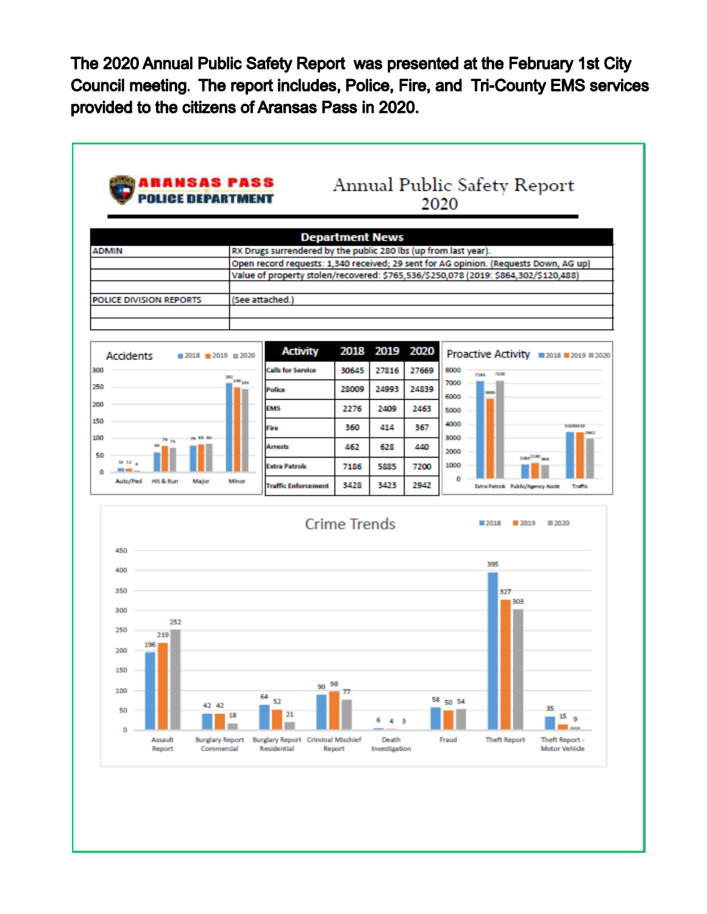The 2020 Annual Public Safety Report was presented at the February 1st City Council meeting. The report includes, Police, Fire, and Tri-County EMS services provided to the citizens of Aransas Pass in 2020.

**ARANSAS PASS POLICE DEPARTMENT**

# Annual Public Safety Report 2020

| Department News | |
|---|---|
| ADMIN | RX Drugs surrendered by the public 280 lbs (up from last year). |
| | Open record requests: 1,340 received; 29 sent for AG opinion. (Requests Down, AG up) |
| | Value of property stolen/recovered: $765,536/$250,078 (2019: $864,302/$120,488) |
| | |
| POLICE DIVISION REPORTS | (See attached.) |
| | |
| | |

## Accidents

| | 2018 | 2019 | 2020 |
|---|---|---|---|
| Auto/Ped | 13 | 12 | 4 |
| Hit & Run | 59 | 78 | 73 |
| Major | 79 | 83 | 86 |
| Minor | 262 | 249 | 244 |

| Activity | 2018 | 2019 | 2020 |
|---|---|---|---|
| Calls for Service | 30645 | 27816 | 27669 |
| Police | 28009 | 24993 | 24839 |
| EMS | 2276 | 2409 | 2463 |
| Fire | 360 | 414 | 367 |
| Arrests | 462 | 628 | 440 |
| Extra Patrols | 7186 | 5885 | 7200 |
| Traffic Enforcement | 3428 | 3423 | 2942 |

## Proactive Activity

| | 2018 | 2019 | 2020 |
|---|---|---|---|
| Extra Patrols | 7186 | 5885 | 7200 |
| Public/Agency Assist | 1061 | 1180 | 996 |
| Traffic | 3428 | 3423 | 2942 |

## Crime Trends

| | 2018 | 2019 | 2020 |
|---|---|---|---|
| Assault Report | 196 | 219 | 252 |
| Burglary Report Commercial | 42 | 42 | 18 |
| Burglary Report Residential | 64 | 52 | 21 |
| Criminal Mischief Report | 90 | 98 | 77 |
| Death Investigation | 6 | 4 | 3 |
| Fraud | 58 | 50 | 54 |
| Theft Report | 395 | 327 | 303 |
| Theft Report - Motor Vehicle | 35 | 15 | 9 |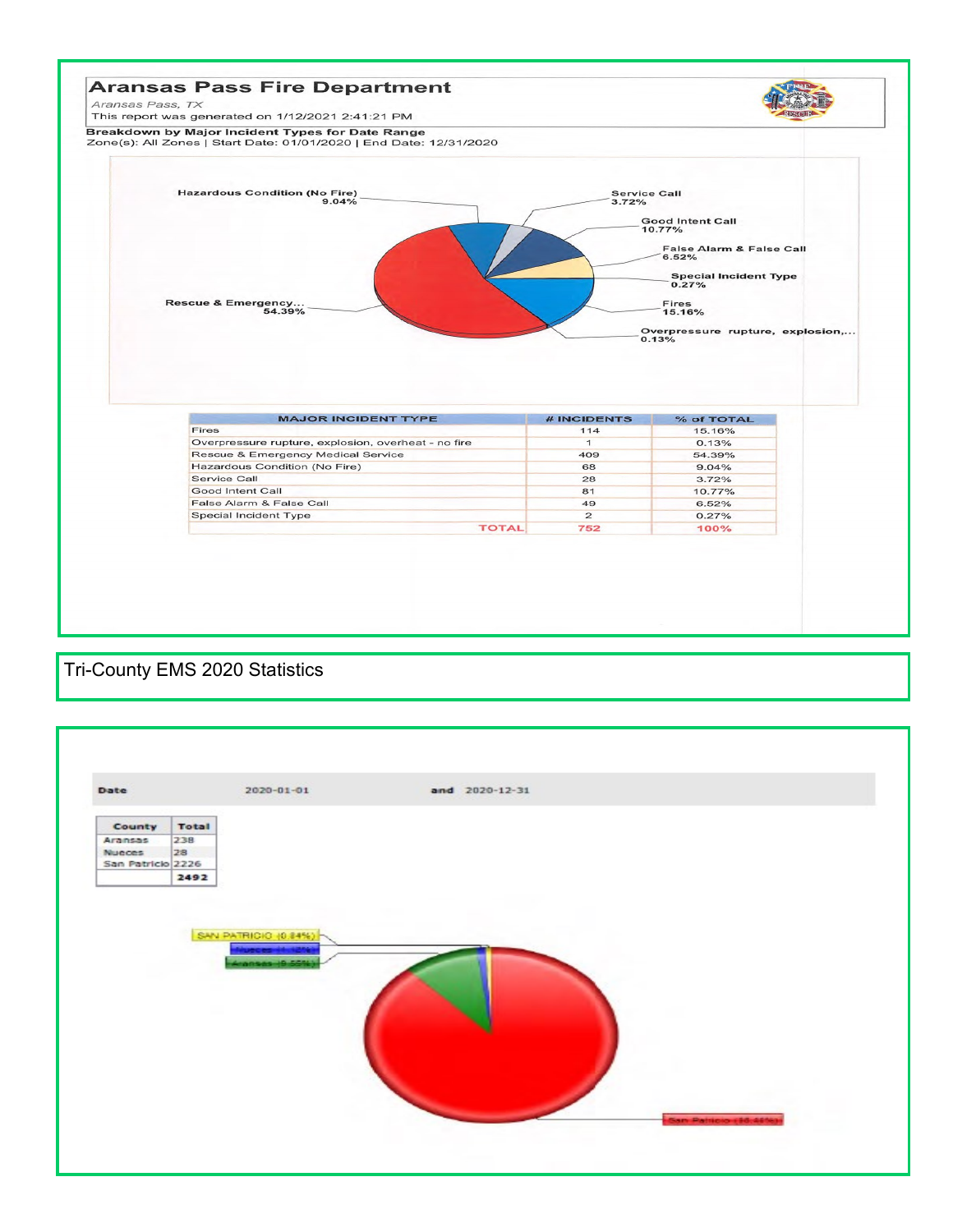# Aransas Pass Fire Department

*Aransas Pass, TX*

This report was generated on 1/12/2021 2:41:21 PM

**Breakdown by Major Incident Types for Date Range**

Zone(s): All Zones | Start Date: 01/01/2020 | End Date: 12/31/2020

Hazardous Condition (No Fire) 9.04%

Service Call 3.72%

Good Intent Call 10.77%

False Alarm & False Call 6.52%

Special Incident Type 0.27%

Rescue & Emergency... 54.39%

Fires 15.16%

Overpressure rupture, explosion,... 0.13%

| MAJOR INCIDENT TYPE | # INCIDENTS | % of TOTAL |
|---|---|---|
| Fires | 114 | 15.16% |
| Overpressure rupture, explosion, overheat - no fire | 1 | 0.13% |
| Rescue & Emergency Medical Service | 409 | 54.39% |
| Hazardous Condition (No Fire) | 68 | 9.04% |
| Service Call | 28 | 3.72% |
| Good Intent Call | 81 | 10.77% |
| False Alarm & False Call | 49 | 6.52% |
| Special Incident Type | 2 | 0.27% |
| TOTAL | 752 | 100% |

## Tri-County EMS 2020 Statistics

Date 2020-01-01 and 2020-12-31

| County | Total |
|---|---|
| Aransas | 238 |
| Nueces | 28 |
| San Patricio | 2226 |
| | 2492 |

SAN PATRICIO (0.84%)

Nueces (1.12%)

Aransas (9.55%)

San Patricio (88.46%)